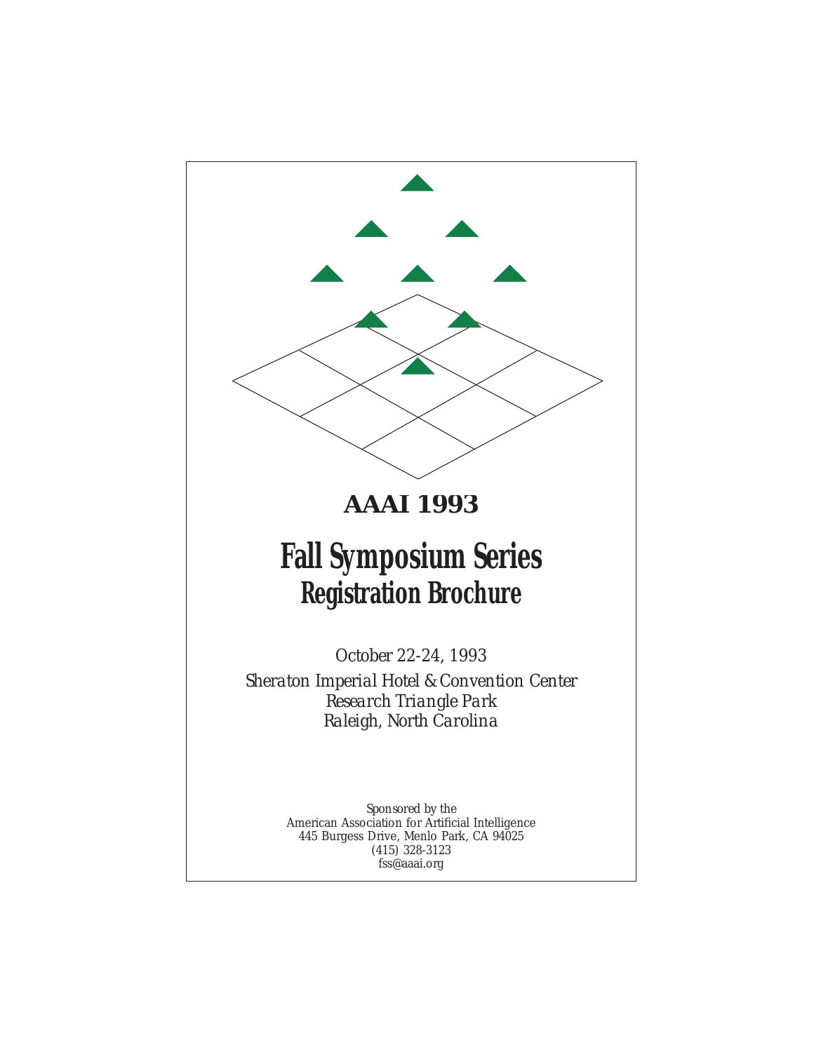# AAAI 1993

# Fall Symposium Series
## Registration Brochure

*October 22-24, 1993*

*Sheraton Imperial Hotel & Convention Center*
*Research Triangle Park*
*Raleigh, North Carolina*

*Sponsored by the*
American Association for Artificial Intelligence
445 Burgess Drive, Menlo Park, CA 94025
(415) 328-3123
fss@aaai.org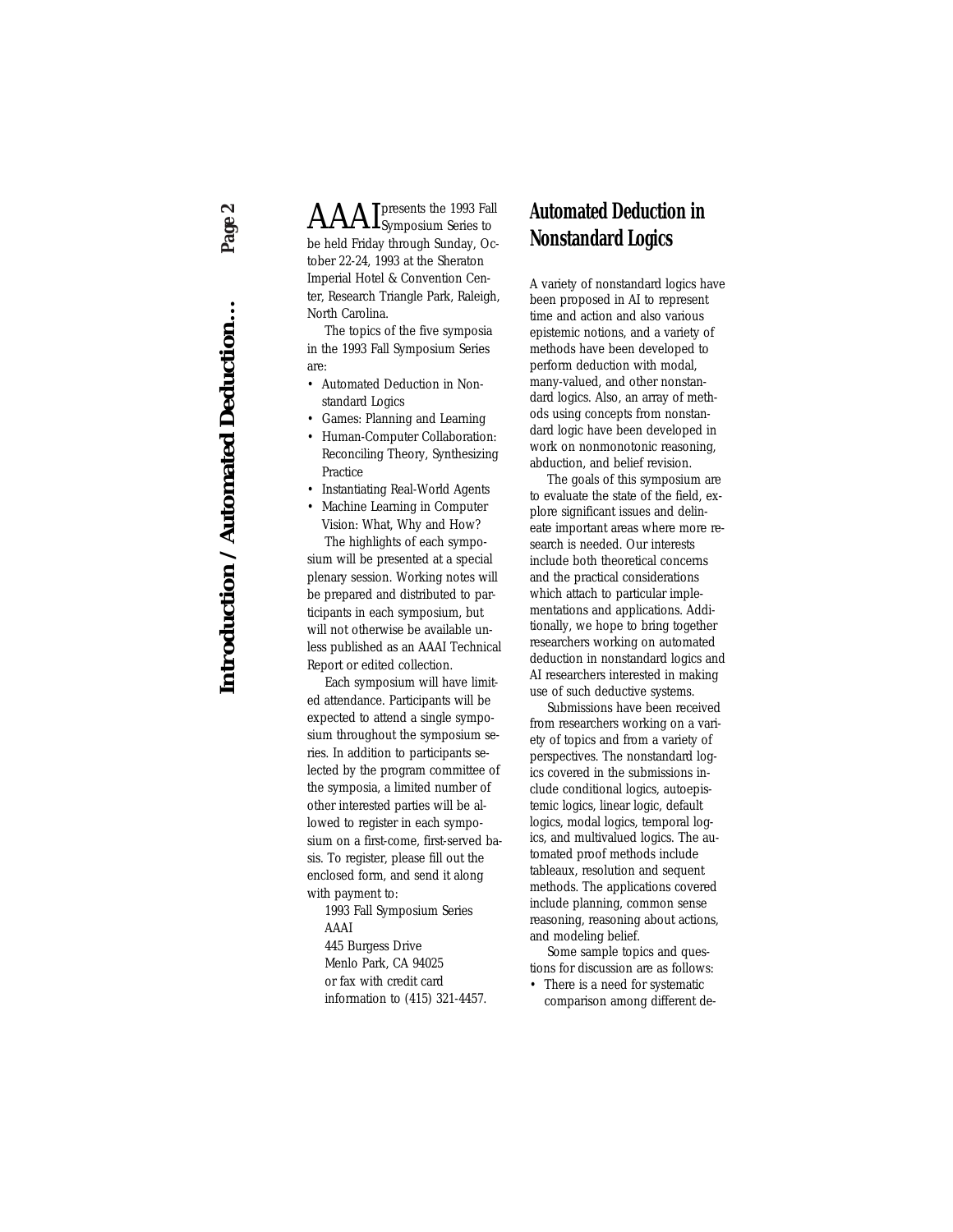AAAI presents the 1993 Fall Symposium Series to be held Friday through Sunday, October 22-24, 1993 at the Sheraton Imperial Hotel & Convention Center, Research Triangle Park, Raleigh, North Carolina.

The topics of the five symposia in the 1993 Fall Symposium Series are:

- Automated Deduction in Nonstandard Logics
- Games: Planning and Learning
- Human-Computer Collaboration: Reconciling Theory, Synthesizing Practice
- Instantiating Real-World Agents
- Machine Learning in Computer Vision: What, Why and How?

The highlights of each symposium will be presented at a special plenary session. Working notes will be prepared and distributed to participants in each symposium, but will not otherwise be available unless published as an AAAI Technical Report or edited collection.

Each symposium will have limited attendance. Participants will be expected to attend a single symposium throughout the symposium series. In addition to participants selected by the program committee of the symposia, a limited number of other interested parties will be allowed to register in each symposium on a first-come, first-served basis. To register, please fill out the enclosed form, and send it along with payment to:

1993 Fall Symposium Series
AAAI
445 Burgess Drive
Menlo Park, CA 94025
or fax with credit card information to (415) 321-4457.

## Automated Deduction in Nonstandard Logics

A variety of nonstandard logics have been proposed in AI to represent time and action and also various epistemic notions, and a variety of methods have been developed to perform deduction with modal, many-valued, and other nonstandard logics. Also, an array of methods using concepts from nonstandard logic have been developed in work on nonmonotonic reasoning, abduction, and belief revision.

The goals of this symposium are to evaluate the state of the field, explore significant issues and delineate important areas where more research is needed. Our interests include both theoretical concerns and the practical considerations which attach to particular implementations and applications. Additionally, we hope to bring together researchers working on automated deduction in nonstandard logics and AI researchers interested in making use of such deductive systems.

Submissions have been received from researchers working on a variety of topics and from a variety of perspectives. The nonstandard logics covered in the submissions include conditional logics, autoepistemic logics, linear logic, default logics, modal logics, temporal logics, and multivalued logics. The automated proof methods include tableaux, resolution and sequent methods. The applications covered include planning, common sense reasoning, reasoning about actions, and modeling belief.

Some sample topics and questions for discussion are as follows:

- There is a need for systematic comparison among different de-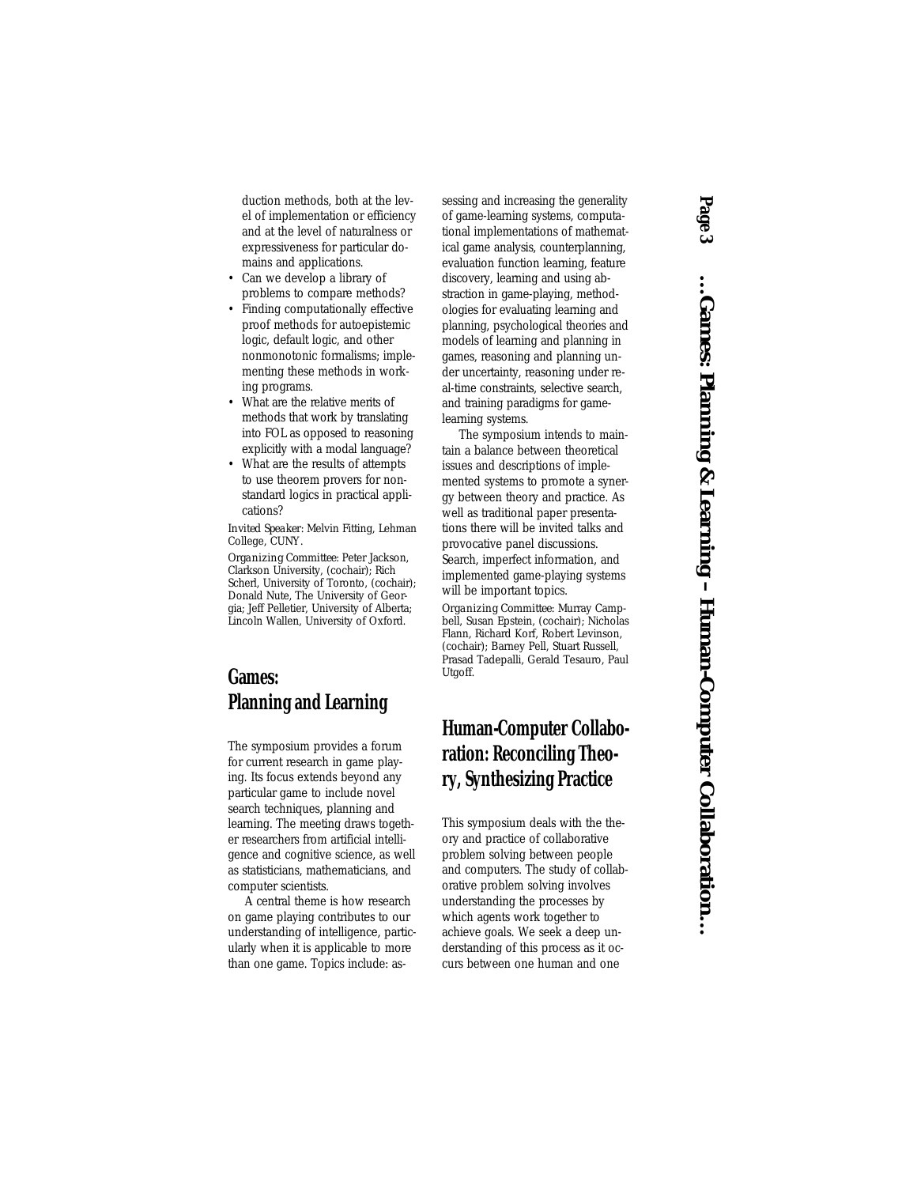duction methods, both at the level of implementation or efficiency and at the level of naturalness or expressiveness for particular domains and applications.

- Can we develop a library of problems to compare methods?
- Finding computationally effective proof methods for autoepistemic logic, default logic, and other nonmonotonic formalisms; implementing these methods in working programs.
- What are the relative merits of methods that work by translating into FOL as opposed to reasoning explicitly with a modal language?
- What are the results of attempts to use theorem provers for nonstandard logics in practical applications?

Invited Speaker: Melvin Fitting, Lehman College, CUNY.

Organizing Committee: Peter Jackson, Clarkson University, (cochair); Rich Scherl, University of Toronto, (cochair); Donald Nute, The University of Georgia; Jeff Pelletier, University of Alberta; Lincoln Wallen, University of Oxford.

## Games: Planning and Learning

The symposium provides a forum for current research in game playing. Its focus extends beyond any particular game to include novel search techniques, planning and learning. The meeting draws together researchers from artificial intelligence and cognitive science, as well as statisticians, mathematicians, and computer scientists.

A central theme is how research on game playing contributes to our understanding of intelligence, particularly when it is applicable to more than one game. Topics include: assessing and increasing the generality of game-learning systems, computational implementations of mathematical game analysis, counterplanning, evaluation function learning, feature discovery, learning and using abstraction in game-playing, methodologies for evaluating learning and planning, psychological theories and models of learning and planning in games, reasoning and planning under uncertainty, reasoning under real-time constraints, selective search, and training paradigms for game-learning systems.

The symposium intends to maintain a balance between theoretical issues and descriptions of implemented systems to promote a synergy between theory and practice. As well as traditional paper presentations there will be invited talks and provocative panel discussions. Search, imperfect information, and implemented game-playing systems will be important topics.

Organizing Committee: Murray Campbell, Susan Epstein, (cochair); Nicholas Flann, Richard Korf, Robert Levinson, (cochair); Barney Pell, Stuart Russell, Prasad Tadepalli, Gerald Tesauro, Paul Utgoff.

## Human-Computer Collaboration: Reconciling Theory, Synthesizing Practice

This symposium deals with the theory and practice of collaborative problem solving between people and computers. The study of collaborative problem solving involves understanding the processes by which agents work together to achieve goals. We seek a deep understanding of this process as it occurs between one human and one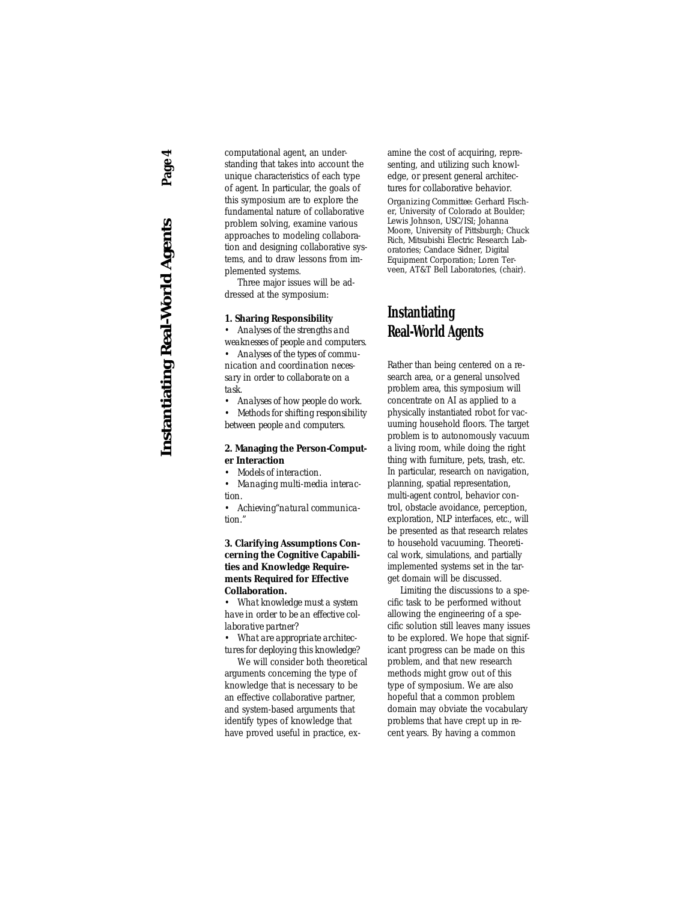computational agent, an understanding that takes into account the unique characteristics of each type of agent. In particular, the goals of this symposium are to explore the fundamental nature of collaborative problem solving, examine various approaches to modeling collaboration and designing collaborative systems, and to draw lessons from implemented systems.

Three major issues will be addressed at the symposium:

**1. Sharing Responsibility**

- *Analyses of the strengths and weaknesses of people and computers.*
- *Analyses of the types of communication and coordination necessary in order to collaborate on a task.*
- *Analyses of how people do work.*
- *Methods for shifting responsibility between people and computers.*

**2. Managing the Person-Computer Interaction**

- *Models of interaction.*
- *Managing multi-media interaction.*
- *Achieving "natural communication."*

**3. Clarifying Assumptions Concerning the Cognitive Capabilities and Knowledge Requirements Required for Effective Collaboration.**

- *What knowledge must a system have in order to be an effective collaborative partner?*
- *What are appropriate architectures for deploying this knowledge?*

We will consider both theoretical arguments concerning the type of knowledge that is necessary to be an effective collaborative partner, and system-based arguments that identify types of knowledge that have proved useful in practice, examine the cost of acquiring, representing, and utilizing such knowledge, or present general architectures for collaborative behavior.

Organizing Committee: Gerhard Fischer, University of Colorado at Boulder; Lewis Johnson, USC/ISI; Johanna Moore, University of Pittsburgh; Chuck Rich, Mitsubishi Electric Research Laboratories; Candace Sidner, Digital Equipment Corporation; Loren Terveen, AT&T Bell Laboratories, (chair).

## Instantiating Real-World Agents

Rather than being centered on a research area, or a general unsolved problem area, this symposium will concentrate on AI as applied to a physically instantiated robot for vacuuming household floors. The target problem is to autonomously vacuum a living room, while doing the right thing with furniture, pets, trash, etc. In particular, research on navigation, planning, spatial representation, multi-agent control, behavior control, obstacle avoidance, perception, exploration, NLP interfaces, etc., will be presented as that research relates to household vacuuming. Theoretical work, simulations, and partially implemented systems set in the target domain will be discussed.

Limiting the discussions to a specific task to be performed without allowing the engineering of a specific solution still leaves many issues to be explored. We hope that significant progress can be made on this problem, and that new research methods might grow out of this type of symposium. We are also hopeful that a common problem domain may obviate the vocabulary problems that have crept up in recent years. By having a common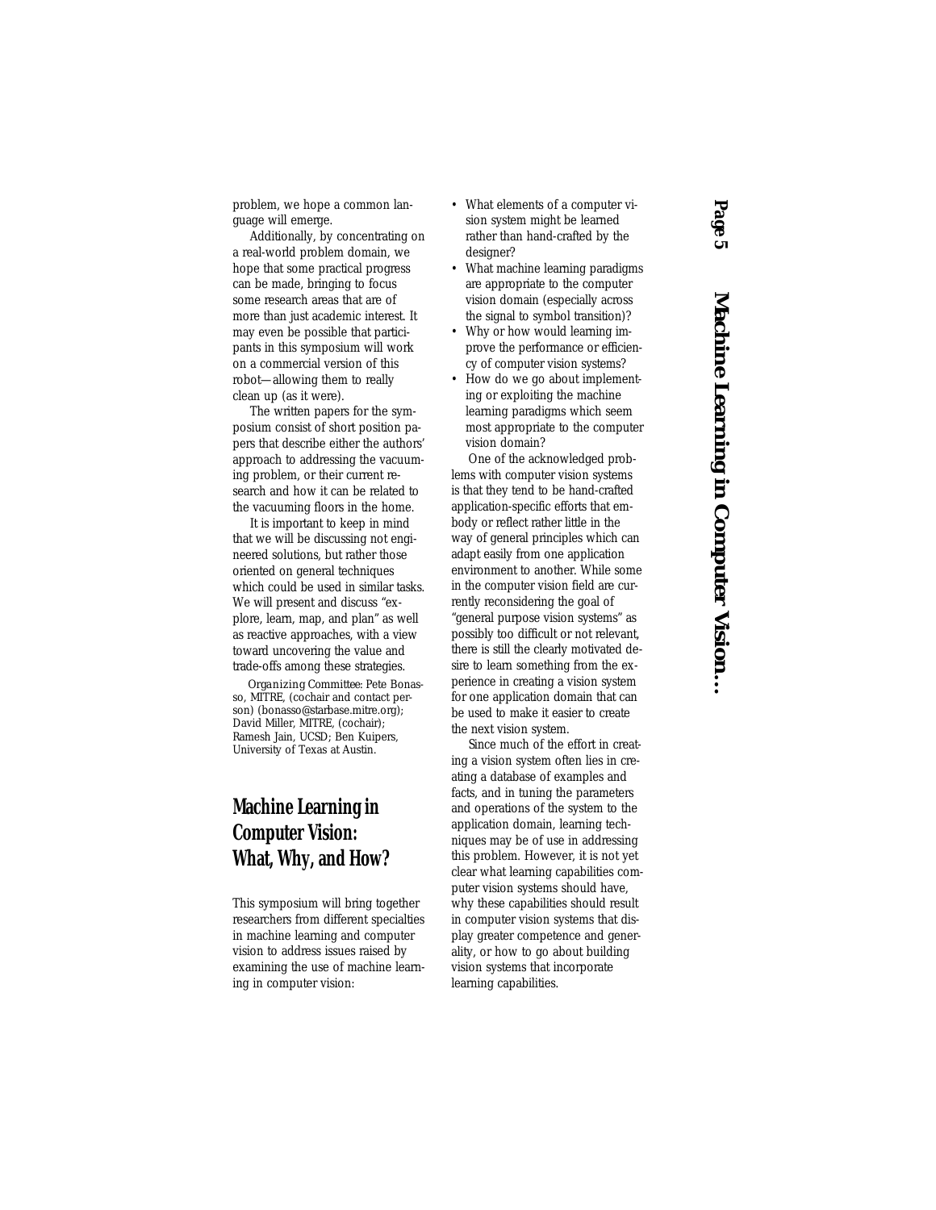problem, we hope a common language will emerge.

Additionally, by concentrating on a real-world problem domain, we hope that some practical progress can be made, bringing to focus some research areas that are of more than just academic interest. It may even be possible that participants in this symposium will work on a commercial version of this robot—allowing them to really clean up (as it were).

The written papers for the symposium consist of short position papers that describe either the authors' approach to addressing the vacuuming problem, or their current research and how it can be related to the vacuuming floors in the home.

It is important to keep in mind that we will be discussing not engineered solutions, but rather those oriented on general techniques which could be used in similar tasks. We will present and discuss "explore, learn, map, and plan" as well as reactive approaches, with a view toward uncovering the value and trade-offs among these strategies.

*Organizing Committee:* Pete Bonasso, MITRE, (cochair and contact person) (bonasso@starbase.mitre.org); David Miller, MITRE, (cochair); Ramesh Jain, UCSD; Ben Kuipers, University of Texas at Austin.

## Machine Learning in Computer Vision: What, Why, and How?

This symposium will bring together researchers from different specialties in machine learning and computer vision to address issues raised by examining the use of machine learning in computer vision:

- What elements of a computer vision system might be learned rather than hand-crafted by the designer?
- What machine learning paradigms are appropriate to the computer vision domain (especially across the signal to symbol transition)?
- Why or how would learning improve the performance or efficiency of computer vision systems?
- How do we go about implementing or exploiting the machine learning paradigms which seem most appropriate to the computer vision domain?

One of the acknowledged problems with computer vision systems is that they tend to be hand-crafted application-specific efforts that embody or reflect rather little in the way of general principles which can adapt easily from one application environment to another. While some in the computer vision field are currently reconsidering the goal of "general purpose vision systems" as possibly too difficult or not relevant, there is still the clearly motivated desire to learn something from the experience in creating a vision system for one application domain that can be used to make it easier to create the next vision system.

Since much of the effort in creating a vision system often lies in creating a database of examples and facts, and in tuning the parameters and operations of the system to the application domain, learning techniques may be of use in addressing this problem. However, it is not yet clear what learning capabilities computer vision systems should have, why these capabilities should result in computer vision systems that display greater competence and generality, or how to go about building vision systems that incorporate learning capabilities.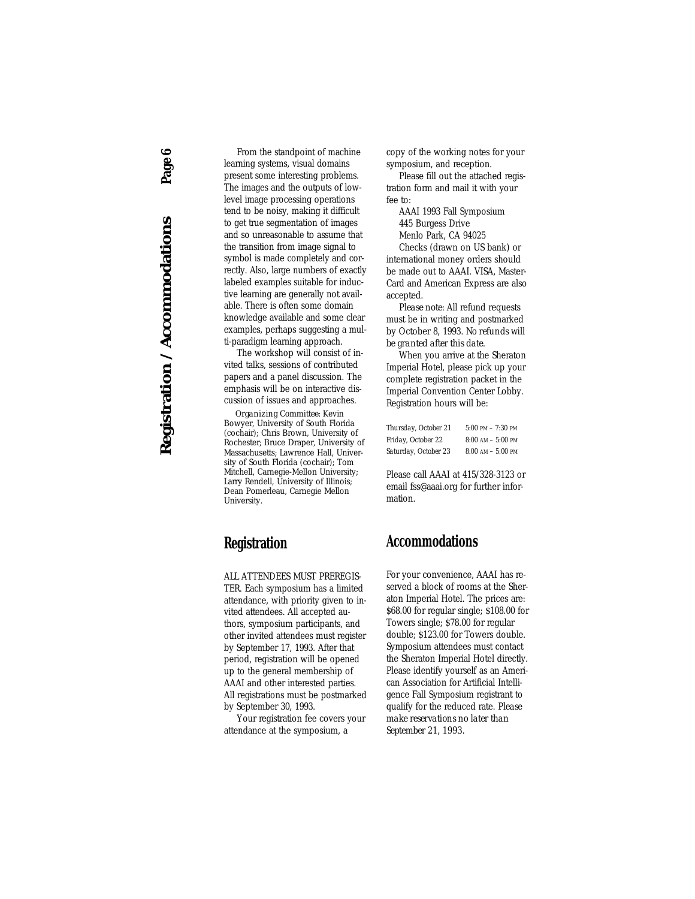From the standpoint of machine learning systems, visual domains present some interesting problems. The images and the outputs of low-level image processing operations tend to be noisy, making it difficult to get true segmentation of images and so unreasonable to assume that the transition from image signal to symbol is made completely and correctly. Also, large numbers of exactly labeled examples suitable for inductive learning are generally not available. There is often some domain knowledge available and some clear examples, perhaps suggesting a multi-paradigm learning approach.

The workshop will consist of invited talks, sessions of contributed papers and a panel discussion. The emphasis will be on interactive discussion of issues and approaches.

*Organizing Committee:* Kevin Bowyer, University of South Florida (cochair); Chris Brown, University of Rochester; Bruce Draper, University of Massachusetts; Lawrence Hall, University of South Florida (cochair); Tom Mitchell, Carnegie-Mellon University; Larry Rendell, University of Illinois; Dean Pomerleau, Carnegie Mellon University.

## Registration

ALL ATTENDEES MUST PREREGISTER. Each symposium has a limited attendance, with priority given to invited attendees. All accepted authors, symposium participants, and other invited attendees must register by September 17, 1993. After that period, registration will be opened up to the general membership of AAAI and other interested parties. All registrations must be postmarked by September 30, 1993.

Your registration fee covers your attendance at the symposium, a copy of the working notes for your symposium, and reception.

Please fill out the attached registration form and mail it with your fee to:

AAAI 1993 Fall Symposium
445 Burgess Drive
Menlo Park, CA 94025

Checks (drawn on US bank) or international money orders should be made out to AAAI. VISA, MasterCard and American Express are also accepted.

*Please note:* All refund requests must be in writing and postmarked by October 8, 1993. *No refunds will be granted after this date.*

When you arrive at the Sheraton Imperial Hotel, please pick up your complete registration packet in the Imperial Convention Center Lobby. Registration hours will be:

| | |
|---|---|
| Thursday, October 21 | 5:00 PM – 7:30 PM |
| Friday, October 22 | 8:00 AM – 5:00 PM |
| Saturday, October 23 | 8:00 AM – 5:00 PM |

Please call AAAI at 415/328-3123 or email fss@aaai.org for further information.

## Accommodations

For your convenience, AAAI has reserved a block of rooms at the Sheraton Imperial Hotel. The prices are: $68.00 for regular single; $108.00 for Towers single; $78.00 for regular double; $123.00 for Towers double. Symposium attendees must contact the Sheraton Imperial Hotel directly. Please identify yourself as an American Association for Artificial Intelligence Fall Symposium registrant to qualify for the reduced rate. *Please make reservations no later than September 21, 1993.*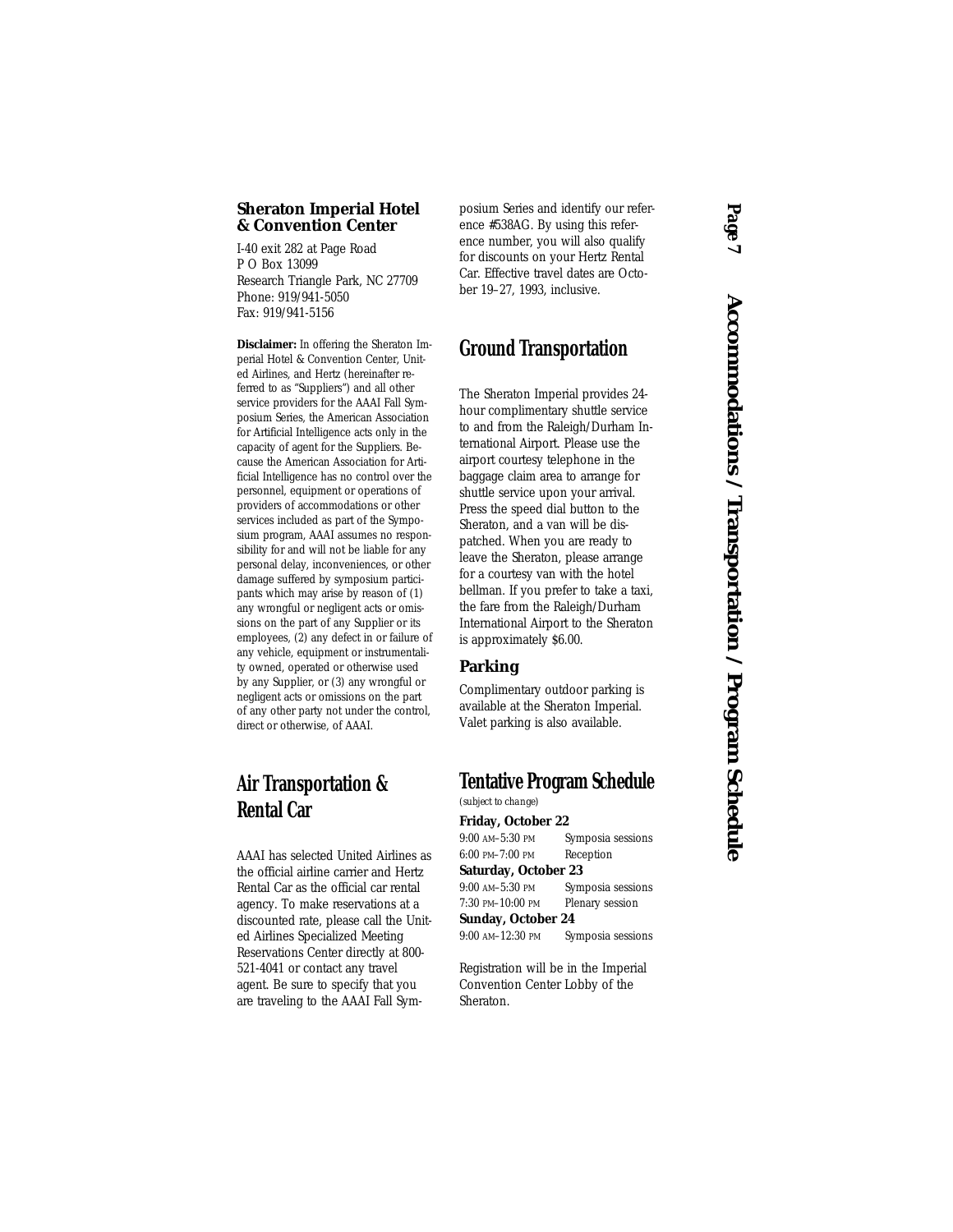### Sheraton Imperial Hotel & Convention Center

I-40 exit 282 at Page Road
P O Box 13099
Research Triangle Park, NC 27709
Phone: 919/941-5050
Fax: 919/941-5156

**Disclaimer:** In offering the Sheraton Imperial Hotel & Convention Center, United Airlines, and Hertz (hereinafter referred to as "Suppliers") and all other service providers for the AAAI Fall Symposium Series, the American Association for Artificial Intelligence acts only in the capacity of agent for the Suppliers. Because the American Association for Artificial Intelligence has no control over the personnel, equipment or operations of providers of accommodations or other services included as part of the Symposium program, AAAI assumes no responsibility for and will not be liable for any personal delay, inconveniences, or other damage suffered by symposium participants which may arise by reason of (1) any wrongful or negligent acts or omissions on the part of any Supplier or its employees, (2) any defect in or failure of any vehicle, equipment or instrumentality owned, operated or otherwise used by any Supplier, or (3) any wrongful or negligent acts or omissions on the part of any other party not under the control, direct or otherwise, of AAAI.

## Air Transportation & Rental Car

AAAI has selected United Airlines as the official airline carrier and Hertz Rental Car as the official car rental agency. To make reservations at a discounted rate, please call the United Airlines Specialized Meeting Reservations Center directly at 800-521-4041 or contact any travel agent. Be sure to specify that you are traveling to the AAAI Fall Symposium Series and identify our reference #538AG. By using this reference number, you will also qualify for discounts on your Hertz Rental Car. Effective travel dates are October 19–27, 1993, inclusive.

## Ground Transportation

The Sheraton Imperial provides 24-hour complimentary shuttle service to and from the Raleigh/Durham International Airport. Please use the airport courtesy telephone in the baggage claim area to arrange for shuttle service upon your arrival. Press the speed dial button to the Sheraton, and a van will be dispatched. When you are ready to leave the Sheraton, please arrange for a courtesy van with the hotel bellman. If you prefer to take a taxi, the fare from the Raleigh/Durham International Airport to the Sheraton is approximately $6.00.

### Parking

Complimentary outdoor parking is available at the Sheraton Imperial. Valet parking is also available.

## Tentative Program Schedule

*(subject to change)*

**Friday, October 22**

9:00 AM–5:30 PM Symposia sessions
6:00 PM–7:00 PM Reception

**Saturday, October 23**

9:00 AM–5:30 PM Symposia sessions
7:30 PM–10:00 PM Plenary session

**Sunday, October 24**

9:00 AM–12:30 PM Symposia sessions

Registration will be in the Imperial Convention Center Lobby of the Sheraton.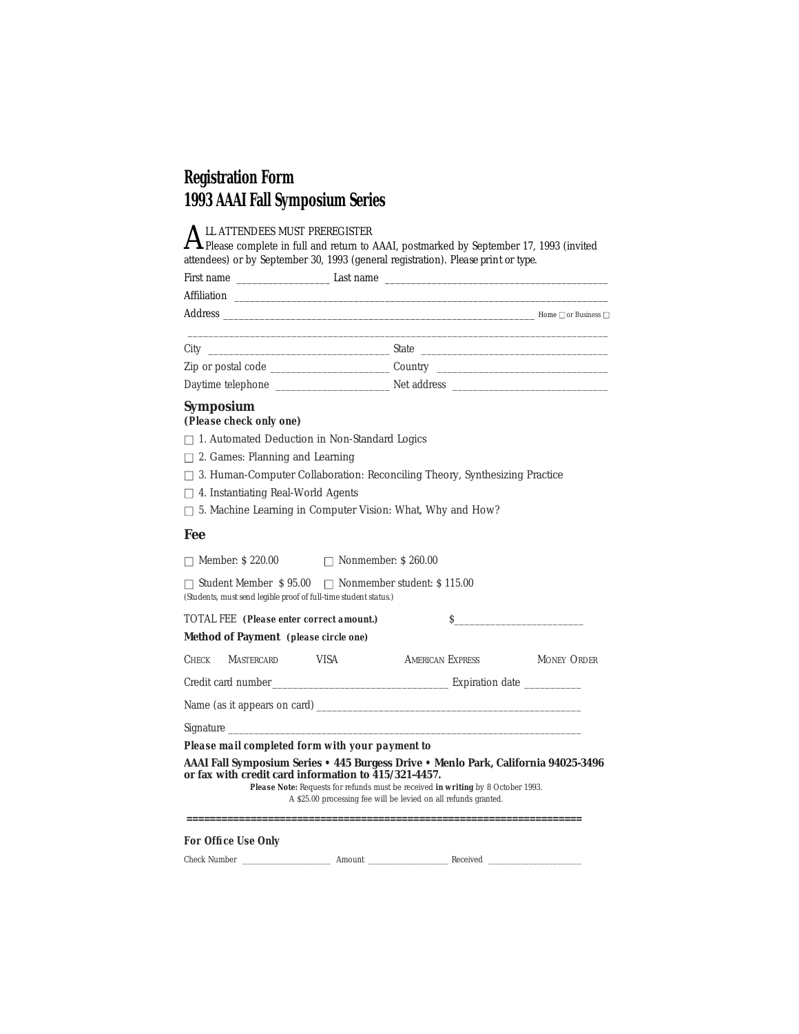# Registration Form
# 1993 AAAI Fall Symposium Series

ALL ATTENDEES MUST PREREGISTER
Please complete in full and return to AAAI, postmarked by September 17, 1993 (invited attendees) or by September 30, 1993 (general registration). Please print or type.

First name _________________ Last name ___________________________________________

Affiliation ___________________________________________________________________________

Address ____________________________________________________________ Home ☐ or Business ☐

_____________________________________________________________________________________

City _________________________________ State __________________________________

Zip or postal code _____________________ Country _______________________________

Daytime telephone _____________________ Net address _____________________________

## Symposium

***(Please check only one)***

☐ 1. Automated Deduction in Non-Standard Logics

☐ 2. Games: Planning and Learning

☐ 3. Human-Computer Collaboration: Reconciling Theory, Synthesizing Practice

☐ 4. Instantiating Real-World Agents

☐ 5. Machine Learning in Computer Vision: What, Why and How?

## Fee

☐ Member: $ 220.00 ☐ Nonmember: $ 260.00

☐ Student Member $ 95.00 ☐ Nonmember student: $ 115.00

(Students, must send legible proof of full-time student status.)

TOTAL FEE ***(Please enter correct amount.)*** $________________________

**Method of Payment** ***(please circle one)***

CHECK MASTERCARD VISA AMERICAN EXPRESS MONEY ORDER

Credit card number_________________________________ Expiration date __________

Name (as it appears on card) __________________________________________________

Signature ____________________________________________________________________

***Please mail completed form with your payment to***

**AAAI Fall Symposium Series • 445 Burgess Drive • Menlo Park, California 94025-3496 or fax with credit card information to 415/321-4457.**

***Please Note:*** Requests for refunds must be received **in writing** by 8 October 1993.
A $25.00 processing fee will be levied on all refunds granted.

====================================================================

**For Office Use Only**

Check Number ____________________ Amount __________________ Received ____________________